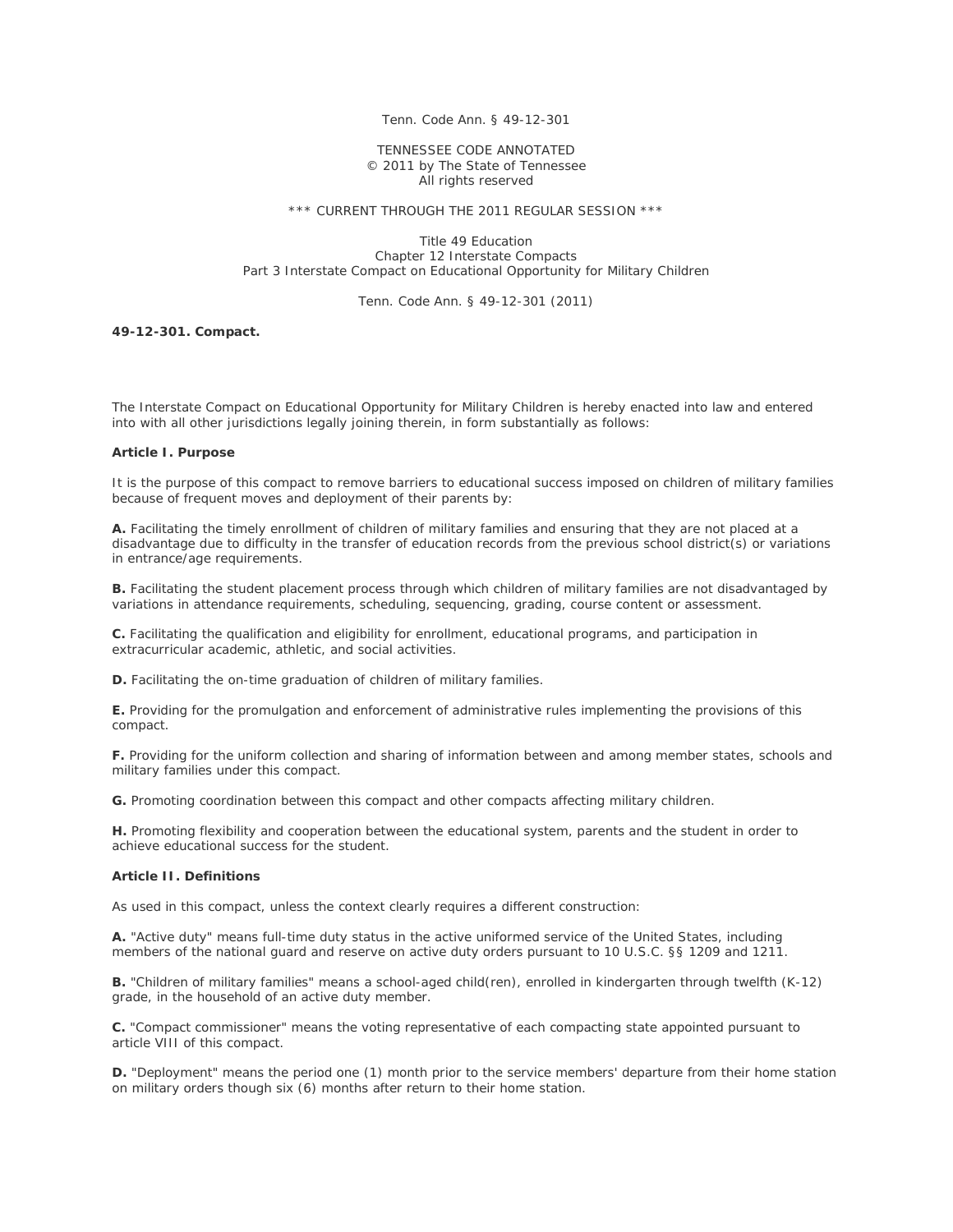Tenn. Code Ann. § 49-12-301

TENNESSEE CODE ANNOTATED
© 2011 by The State of Tennessee
All rights reserved

*** CURRENT THROUGH THE 2011 REGULAR SESSION ***

Title 49 Education
Chapter 12 Interstate Compacts
Part 3 Interstate Compact on Educational Opportunity for Military Children

Tenn. Code Ann. § 49-12-301 (2011)

**49-12-301. Compact.**

The Interstate Compact on Educational Opportunity for Military Children is hereby enacted into law and entered into with all other jurisdictions legally joining therein, in form substantially as follows:

**Article I. Purpose**

It is the purpose of this compact to remove barriers to educational success imposed on children of military families because of frequent moves and deployment of their parents by:

**A.** Facilitating the timely enrollment of children of military families and ensuring that they are not placed at a disadvantage due to difficulty in the transfer of education records from the previous school district(s) or variations in entrance/age requirements.

**B.** Facilitating the student placement process through which children of military families are not disadvantaged by variations in attendance requirements, scheduling, sequencing, grading, course content or assessment.

**C.** Facilitating the qualification and eligibility for enrollment, educational programs, and participation in extracurricular academic, athletic, and social activities.

**D.** Facilitating the on-time graduation of children of military families.

**E.** Providing for the promulgation and enforcement of administrative rules implementing the provisions of this compact.

**F.** Providing for the uniform collection and sharing of information between and among member states, schools and military families under this compact.

**G.** Promoting coordination between this compact and other compacts affecting military children.

**H.** Promoting flexibility and cooperation between the educational system, parents and the student in order to achieve educational success for the student.

**Article II. Definitions**

As used in this compact, unless the context clearly requires a different construction:

**A.** "Active duty" means full-time duty status in the active uniformed service of the United States, including members of the national guard and reserve on active duty orders pursuant to 10 U.S.C. §§ 1209 and 1211.

**B.** "Children of military families" means a school-aged child(ren), enrolled in kindergarten through twelfth (K-12) grade, in the household of an active duty member.

**C.** "Compact commissioner" means the voting representative of each compacting state appointed pursuant to article VIII of this compact.

**D.** "Deployment" means the period one (1) month prior to the service members' departure from their home station on military orders though six (6) months after return to their home station.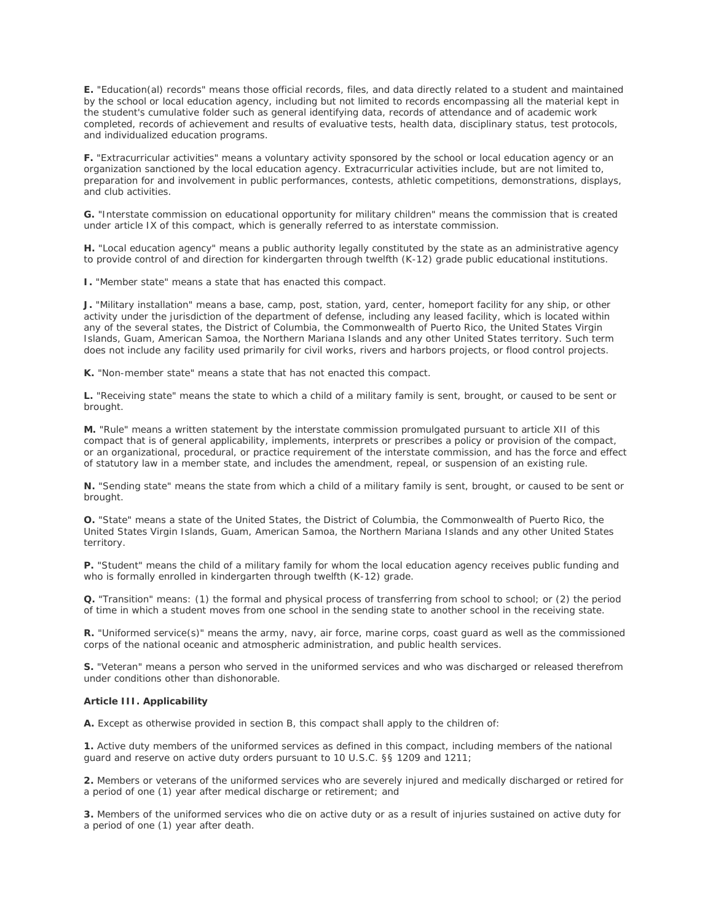**E.** "Education(al) records" means those official records, files, and data directly related to a student and maintained by the school or local education agency, including but not limited to records encompassing all the material kept in the student's cumulative folder such as general identifying data, records of attendance and of academic work completed, records of achievement and results of evaluative tests, health data, disciplinary status, test protocols, and individualized education programs.

**F.** "Extracurricular activities" means a voluntary activity sponsored by the school or local education agency or an organization sanctioned by the local education agency. Extracurricular activities include, but are not limited to, preparation for and involvement in public performances, contests, athletic competitions, demonstrations, displays, and club activities.

**G.** "Interstate commission on educational opportunity for military children" means the commission that is created under article IX of this compact, which is generally referred to as interstate commission.

**H.** "Local education agency" means a public authority legally constituted by the state as an administrative agency to provide control of and direction for kindergarten through twelfth (K-12) grade public educational institutions.

**I.** "Member state" means a state that has enacted this compact.

**J.** "Military installation" means a base, camp, post, station, yard, center, homeport facility for any ship, or other activity under the jurisdiction of the department of defense, including any leased facility, which is located within any of the several states, the District of Columbia, the Commonwealth of Puerto Rico, the United States Virgin Islands, Guam, American Samoa, the Northern Mariana Islands and any other United States territory. Such term does not include any facility used primarily for civil works, rivers and harbors projects, or flood control projects.

**K.** "Non-member state" means a state that has not enacted this compact.

**L.** "Receiving state" means the state to which a child of a military family is sent, brought, or caused to be sent or brought.

**M.** "Rule" means a written statement by the interstate commission promulgated pursuant to article XII of this compact that is of general applicability, implements, interprets or prescribes a policy or provision of the compact, or an organizational, procedural, or practice requirement of the interstate commission, and has the force and effect of statutory law in a member state, and includes the amendment, repeal, or suspension of an existing rule.

**N.** "Sending state" means the state from which a child of a military family is sent, brought, or caused to be sent or brought.

**O.** "State" means a state of the United States, the District of Columbia, the Commonwealth of Puerto Rico, the United States Virgin Islands, Guam, American Samoa, the Northern Mariana Islands and any other United States territory.

**P.** "Student" means the child of a military family for whom the local education agency receives public funding and who is formally enrolled in kindergarten through twelfth (K-12) grade.

**Q.** "Transition" means: (1) the formal and physical process of transferring from school to school; or (2) the period of time in which a student moves from one school in the sending state to another school in the receiving state.

**R.** "Uniformed service(s)" means the army, navy, air force, marine corps, coast guard as well as the commissioned corps of the national oceanic and atmospheric administration, and public health services.

**S.** "Veteran" means a person who served in the uniformed services and who was discharged or released therefrom under conditions other than dishonorable.

**Article III. Applicability**

**A.** Except as otherwise provided in section B, this compact shall apply to the children of:

**1.** Active duty members of the uniformed services as defined in this compact, including members of the national guard and reserve on active duty orders pursuant to 10 U.S.C. §§ 1209 and 1211;

**2.** Members or veterans of the uniformed services who are severely injured and medically discharged or retired for a period of one (1) year after medical discharge or retirement; and

**3.** Members of the uniformed services who die on active duty or as a result of injuries sustained on active duty for a period of one (1) year after death.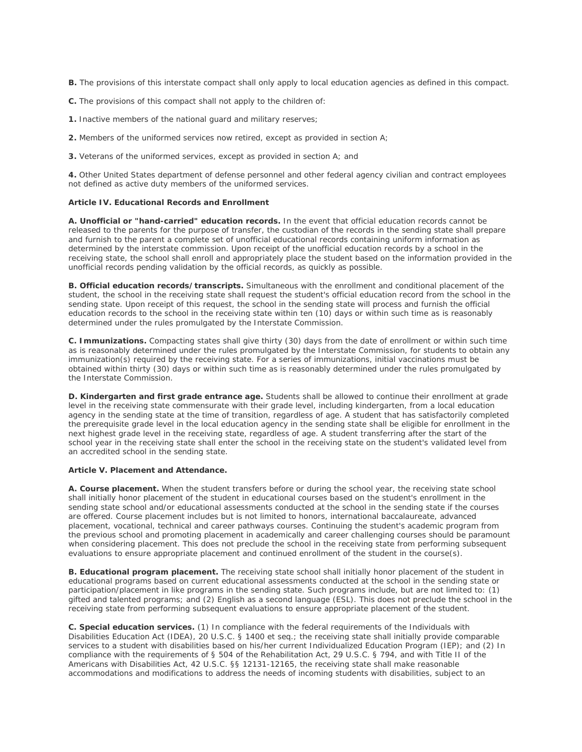**B.** The provisions of this interstate compact shall only apply to local education agencies as defined in this compact.

**C.** The provisions of this compact shall not apply to the children of:

**1.** Inactive members of the national guard and military reserves;

**2.** Members of the uniformed services now retired, except as provided in section A;

**3.** Veterans of the uniformed services, except as provided in section A; and

**4.** Other United States department of defense personnel and other federal agency civilian and contract employees not defined as active duty members of the uniformed services.

**Article IV. Educational Records and Enrollment**

**A. Unofficial or "hand-carried" education records.** In the event that official education records cannot be released to the parents for the purpose of transfer, the custodian of the records in the sending state shall prepare and furnish to the parent a complete set of unofficial educational records containing uniform information as determined by the interstate commission. Upon receipt of the unofficial education records by a school in the receiving state, the school shall enroll and appropriately place the student based on the information provided in the unofficial records pending validation by the official records, as quickly as possible.

**B. Official education records/transcripts.** Simultaneous with the enrollment and conditional placement of the student, the school in the receiving state shall request the student's official education record from the school in the sending state. Upon receipt of this request, the school in the sending state will process and furnish the official education records to the school in the receiving state within ten (10) days or within such time as is reasonably determined under the rules promulgated by the Interstate Commission.

**C. Immunizations.** Compacting states shall give thirty (30) days from the date of enrollment or within such time as is reasonably determined under the rules promulgated by the Interstate Commission, for students to obtain any immunization(s) required by the receiving state. For a series of immunizations, initial vaccinations must be obtained within thirty (30) days or within such time as is reasonably determined under the rules promulgated by the Interstate Commission.

**D. Kindergarten and first grade entrance age.** Students shall be allowed to continue their enrollment at grade level in the receiving state commensurate with their grade level, including kindergarten, from a local education agency in the sending state at the time of transition, regardless of age. A student that has satisfactorily completed the prerequisite grade level in the local education agency in the sending state shall be eligible for enrollment in the next highest grade level in the receiving state, regardless of age. A student transferring after the start of the school year in the receiving state shall enter the school in the receiving state on the student's validated level from an accredited school in the sending state.

**Article V. Placement and Attendance.**

**A. Course placement.** When the student transfers before or during the school year, the receiving state school shall initially honor placement of the student in educational courses based on the student's enrollment in the sending state school and/or educational assessments conducted at the school in the sending state if the courses are offered. Course placement includes but is not limited to honors, international baccalaureate, advanced placement, vocational, technical and career pathways courses. Continuing the student's academic program from the previous school and promoting placement in academically and career challenging courses should be paramount when considering placement. This does not preclude the school in the receiving state from performing subsequent evaluations to ensure appropriate placement and continued enrollment of the student in the course(s).

**B. Educational program placement.** The receiving state school shall initially honor placement of the student in educational programs based on current educational assessments conducted at the school in the sending state or participation/placement in like programs in the sending state. Such programs include, but are not limited to: (1) gifted and talented programs; and (2) English as a second language (ESL). This does not preclude the school in the receiving state from performing subsequent evaluations to ensure appropriate placement of the student.

**C. Special education services.** (1) In compliance with the federal requirements of the Individuals with Disabilities Education Act (IDEA), 20 U.S.C. § 1400 et seq.; the receiving state shall initially provide comparable services to a student with disabilities based on his/her current Individualized Education Program (IEP); and (2) In compliance with the requirements of § 504 of the Rehabilitation Act, 29 U.S.C. § 794, and with Title II of the Americans with Disabilities Act, 42 U.S.C. §§ 12131-12165, the receiving state shall make reasonable accommodations and modifications to address the needs of incoming students with disabilities, subject to an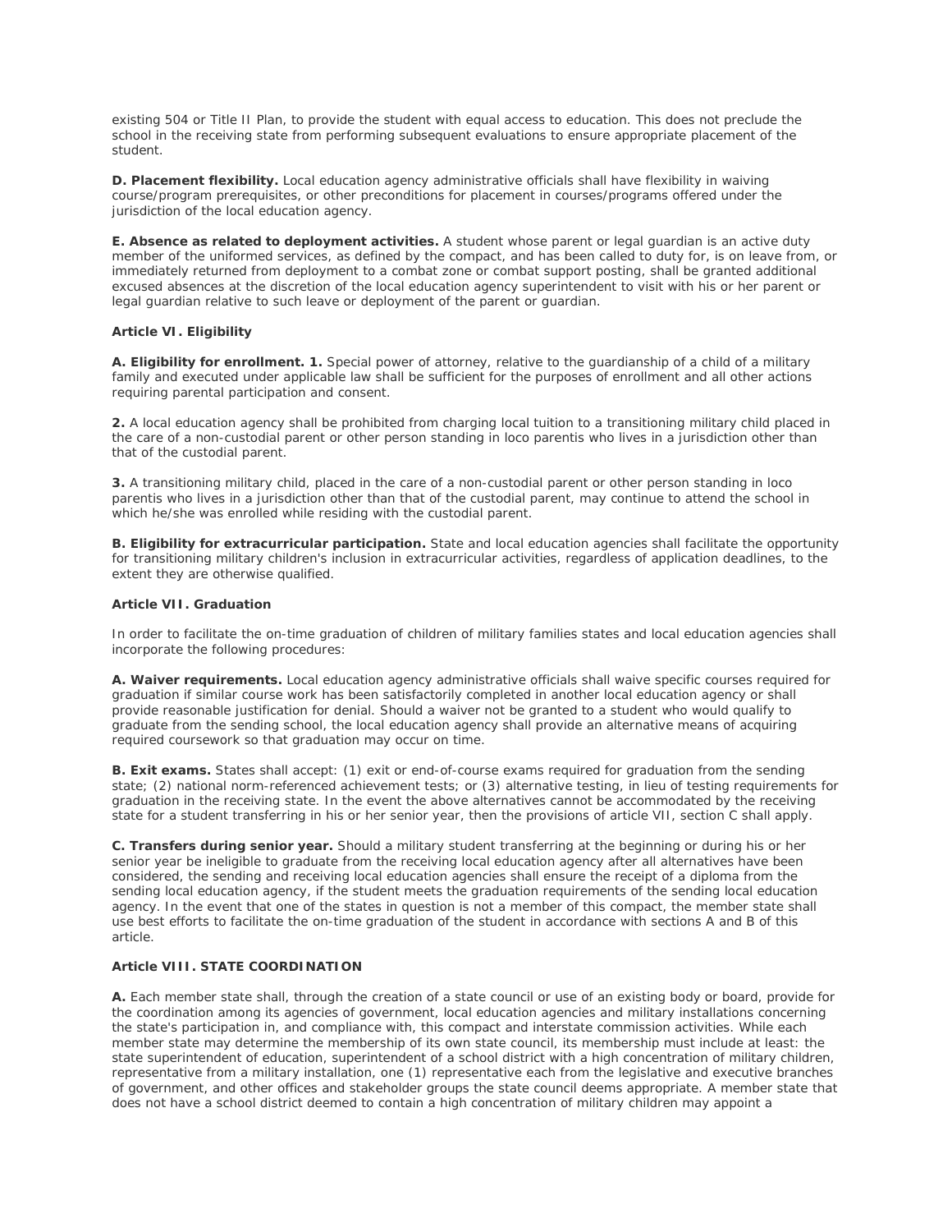existing 504 or Title II Plan, to provide the student with equal access to education. This does not preclude the school in the receiving state from performing subsequent evaluations to ensure appropriate placement of the student.

**D. Placement flexibility.** Local education agency administrative officials shall have flexibility in waiving course/program prerequisites, or other preconditions for placement in courses/programs offered under the jurisdiction of the local education agency.

**E. Absence as related to deployment activities.** A student whose parent or legal guardian is an active duty member of the uniformed services, as defined by the compact, and has been called to duty for, is on leave from, or immediately returned from deployment to a combat zone or combat support posting, shall be granted additional excused absences at the discretion of the local education agency superintendent to visit with his or her parent or legal guardian relative to such leave or deployment of the parent or guardian.

**Article VI. Eligibility**

**A. Eligibility for enrollment. 1.** Special power of attorney, relative to the guardianship of a child of a military family and executed under applicable law shall be sufficient for the purposes of enrollment and all other actions requiring parental participation and consent.

**2.** A local education agency shall be prohibited from charging local tuition to a transitioning military child placed in the care of a non-custodial parent or other person standing in loco parentis who lives in a jurisdiction other than that of the custodial parent.

**3.** A transitioning military child, placed in the care of a non-custodial parent or other person standing in loco parentis who lives in a jurisdiction other than that of the custodial parent, may continue to attend the school in which he/she was enrolled while residing with the custodial parent.

**B. Eligibility for extracurricular participation.** State and local education agencies shall facilitate the opportunity for transitioning military children's inclusion in extracurricular activities, regardless of application deadlines, to the extent they are otherwise qualified.

**Article VII. Graduation**

In order to facilitate the on-time graduation of children of military families states and local education agencies shall incorporate the following procedures:

**A. Waiver requirements.** Local education agency administrative officials shall waive specific courses required for graduation if similar course work has been satisfactorily completed in another local education agency or shall provide reasonable justification for denial. Should a waiver not be granted to a student who would qualify to graduate from the sending school, the local education agency shall provide an alternative means of acquiring required coursework so that graduation may occur on time.

**B. Exit exams.** States shall accept: (1) exit or end-of-course exams required for graduation from the sending state; (2) national norm-referenced achievement tests; or (3) alternative testing, in lieu of testing requirements for graduation in the receiving state. In the event the above alternatives cannot be accommodated by the receiving state for a student transferring in his or her senior year, then the provisions of article VII, section C shall apply.

**C. Transfers during senior year.** Should a military student transferring at the beginning or during his or her senior year be ineligible to graduate from the receiving local education agency after all alternatives have been considered, the sending and receiving local education agencies shall ensure the receipt of a diploma from the sending local education agency, if the student meets the graduation requirements of the sending local education agency. In the event that one of the states in question is not a member of this compact, the member state shall use best efforts to facilitate the on-time graduation of the student in accordance with sections A and B of this article.

**Article VIII. STATE COORDINATION**

**A.** Each member state shall, through the creation of a state council or use of an existing body or board, provide for the coordination among its agencies of government, local education agencies and military installations concerning the state's participation in, and compliance with, this compact and interstate commission activities. While each member state may determine the membership of its own state council, its membership must include at least: the state superintendent of education, superintendent of a school district with a high concentration of military children, representative from a military installation, one (1) representative each from the legislative and executive branches of government, and other offices and stakeholder groups the state council deems appropriate. A member state that does not have a school district deemed to contain a high concentration of military children may appoint a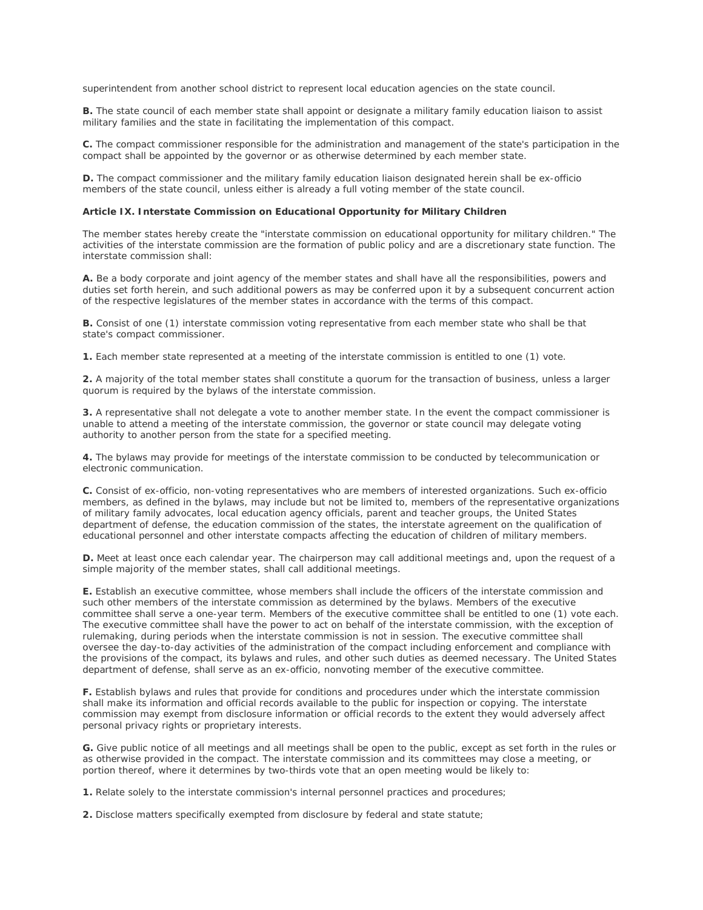superintendent from another school district to represent local education agencies on the state council.

**B.** The state council of each member state shall appoint or designate a military family education liaison to assist military families and the state in facilitating the implementation of this compact.

**C.** The compact commissioner responsible for the administration and management of the state's participation in the compact shall be appointed by the governor or as otherwise determined by each member state.

**D.** The compact commissioner and the military family education liaison designated herein shall be ex-officio members of the state council, unless either is already a full voting member of the state council.

**Article IX. Interstate Commission on Educational Opportunity for Military Children**

The member states hereby create the "interstate commission on educational opportunity for military children." The activities of the interstate commission are the formation of public policy and are a discretionary state function. The interstate commission shall:

**A.** Be a body corporate and joint agency of the member states and shall have all the responsibilities, powers and duties set forth herein, and such additional powers as may be conferred upon it by a subsequent concurrent action of the respective legislatures of the member states in accordance with the terms of this compact.

**B.** Consist of one (1) interstate commission voting representative from each member state who shall be that state's compact commissioner.

**1.** Each member state represented at a meeting of the interstate commission is entitled to one (1) vote.

**2.** A majority of the total member states shall constitute a quorum for the transaction of business, unless a larger quorum is required by the bylaws of the interstate commission.

**3.** A representative shall not delegate a vote to another member state. In the event the compact commissioner is unable to attend a meeting of the interstate commission, the governor or state council may delegate voting authority to another person from the state for a specified meeting.

**4.** The bylaws may provide for meetings of the interstate commission to be conducted by telecommunication or electronic communication.

**C.** Consist of ex-officio, non-voting representatives who are members of interested organizations. Such ex-officio members, as defined in the bylaws, may include but not be limited to, members of the representative organizations of military family advocates, local education agency officials, parent and teacher groups, the United States department of defense, the education commission of the states, the interstate agreement on the qualification of educational personnel and other interstate compacts affecting the education of children of military members.

**D.** Meet at least once each calendar year. The chairperson may call additional meetings and, upon the request of a simple majority of the member states, shall call additional meetings.

**E.** Establish an executive committee, whose members shall include the officers of the interstate commission and such other members of the interstate commission as determined by the bylaws. Members of the executive committee shall serve a one-year term. Members of the executive committee shall be entitled to one (1) vote each. The executive committee shall have the power to act on behalf of the interstate commission, with the exception of rulemaking, during periods when the interstate commission is not in session. The executive committee shall oversee the day-to-day activities of the administration of the compact including enforcement and compliance with the provisions of the compact, its bylaws and rules, and other such duties as deemed necessary. The United States department of defense, shall serve as an ex-officio, nonvoting member of the executive committee.

**F.** Establish bylaws and rules that provide for conditions and procedures under which the interstate commission shall make its information and official records available to the public for inspection or copying. The interstate commission may exempt from disclosure information or official records to the extent they would adversely affect personal privacy rights or proprietary interests.

**G.** Give public notice of all meetings and all meetings shall be open to the public, except as set forth in the rules or as otherwise provided in the compact. The interstate commission and its committees may close a meeting, or portion thereof, where it determines by two-thirds vote that an open meeting would be likely to:

**1.** Relate solely to the interstate commission's internal personnel practices and procedures;

**2.** Disclose matters specifically exempted from disclosure by federal and state statute;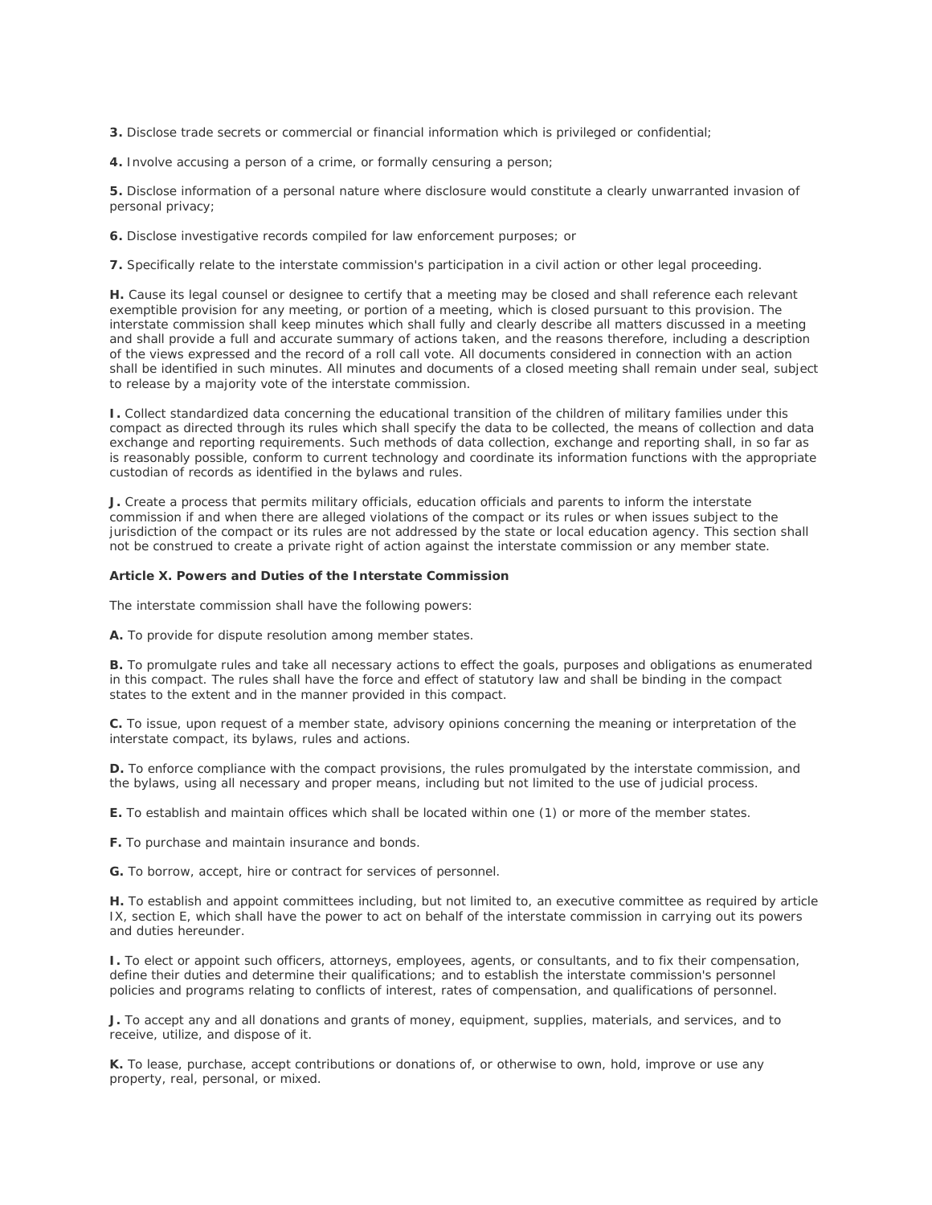**3.** Disclose trade secrets or commercial or financial information which is privileged or confidential;

**4.** Involve accusing a person of a crime, or formally censuring a person;

**5.** Disclose information of a personal nature where disclosure would constitute a clearly unwarranted invasion of personal privacy;

**6.** Disclose investigative records compiled for law enforcement purposes; or

**7.** Specifically relate to the interstate commission's participation in a civil action or other legal proceeding.

**H.** Cause its legal counsel or designee to certify that a meeting may be closed and shall reference each relevant exemptible provision for any meeting, or portion of a meeting, which is closed pursuant to this provision. The interstate commission shall keep minutes which shall fully and clearly describe all matters discussed in a meeting and shall provide a full and accurate summary of actions taken, and the reasons therefore, including a description of the views expressed and the record of a roll call vote. All documents considered in connection with an action shall be identified in such minutes. All minutes and documents of a closed meeting shall remain under seal, subject to release by a majority vote of the interstate commission.

**I.** Collect standardized data concerning the educational transition of the children of military families under this compact as directed through its rules which shall specify the data to be collected, the means of collection and data exchange and reporting requirements. Such methods of data collection, exchange and reporting shall, in so far as is reasonably possible, conform to current technology and coordinate its information functions with the appropriate custodian of records as identified in the bylaws and rules.

**J.** Create a process that permits military officials, education officials and parents to inform the interstate commission if and when there are alleged violations of the compact or its rules or when issues subject to the jurisdiction of the compact or its rules are not addressed by the state or local education agency. This section shall not be construed to create a private right of action against the interstate commission or any member state.

**Article X. Powers and Duties of the Interstate Commission**

The interstate commission shall have the following powers:

**A.** To provide for dispute resolution among member states.

**B.** To promulgate rules and take all necessary actions to effect the goals, purposes and obligations as enumerated in this compact. The rules shall have the force and effect of statutory law and shall be binding in the compact states to the extent and in the manner provided in this compact.

**C.** To issue, upon request of a member state, advisory opinions concerning the meaning or interpretation of the interstate compact, its bylaws, rules and actions.

**D.** To enforce compliance with the compact provisions, the rules promulgated by the interstate commission, and the bylaws, using all necessary and proper means, including but not limited to the use of judicial process.

**E.** To establish and maintain offices which shall be located within one (1) or more of the member states.

**F.** To purchase and maintain insurance and bonds.

**G.** To borrow, accept, hire or contract for services of personnel.

**H.** To establish and appoint committees including, but not limited to, an executive committee as required by article IX, section E, which shall have the power to act on behalf of the interstate commission in carrying out its powers and duties hereunder.

**I.** To elect or appoint such officers, attorneys, employees, agents, or consultants, and to fix their compensation, define their duties and determine their qualifications; and to establish the interstate commission's personnel policies and programs relating to conflicts of interest, rates of compensation, and qualifications of personnel.

**J.** To accept any and all donations and grants of money, equipment, supplies, materials, and services, and to receive, utilize, and dispose of it.

**K.** To lease, purchase, accept contributions or donations of, or otherwise to own, hold, improve or use any property, real, personal, or mixed.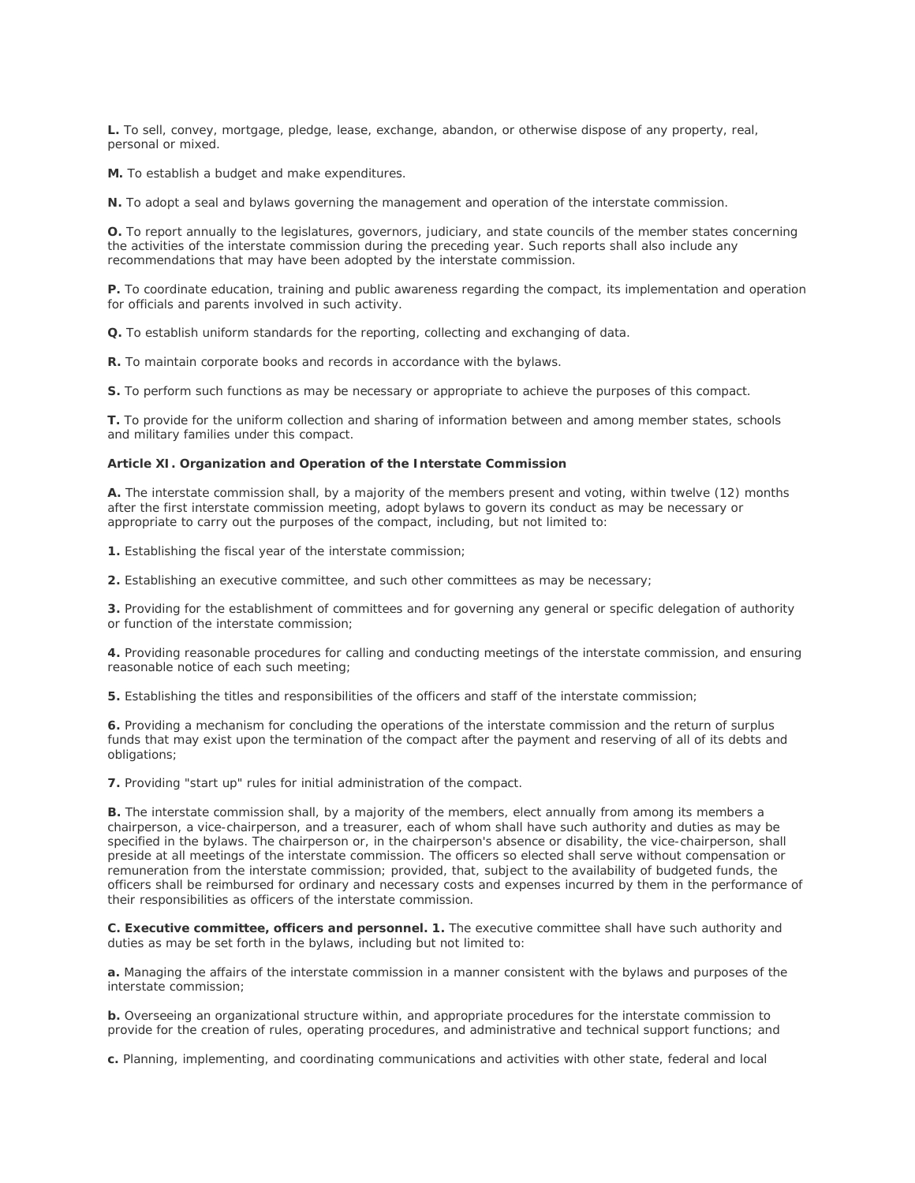**L.** To sell, convey, mortgage, pledge, lease, exchange, abandon, or otherwise dispose of any property, real, personal or mixed.

**M.** To establish a budget and make expenditures.

**N.** To adopt a seal and bylaws governing the management and operation of the interstate commission.

**O.** To report annually to the legislatures, governors, judiciary, and state councils of the member states concerning the activities of the interstate commission during the preceding year. Such reports shall also include any recommendations that may have been adopted by the interstate commission.

**P.** To coordinate education, training and public awareness regarding the compact, its implementation and operation for officials and parents involved in such activity.

**Q.** To establish uniform standards for the reporting, collecting and exchanging of data.

**R.** To maintain corporate books and records in accordance with the bylaws.

**S.** To perform such functions as may be necessary or appropriate to achieve the purposes of this compact.

**T.** To provide for the uniform collection and sharing of information between and among member states, schools and military families under this compact.

**Article XI. Organization and Operation of the Interstate Commission**

**A.** The interstate commission shall, by a majority of the members present and voting, within twelve (12) months after the first interstate commission meeting, adopt bylaws to govern its conduct as may be necessary or appropriate to carry out the purposes of the compact, including, but not limited to:

**1.** Establishing the fiscal year of the interstate commission;

**2.** Establishing an executive committee, and such other committees as may be necessary;

**3.** Providing for the establishment of committees and for governing any general or specific delegation of authority or function of the interstate commission;

**4.** Providing reasonable procedures for calling and conducting meetings of the interstate commission, and ensuring reasonable notice of each such meeting;

**5.** Establishing the titles and responsibilities of the officers and staff of the interstate commission;

**6.** Providing a mechanism for concluding the operations of the interstate commission and the return of surplus funds that may exist upon the termination of the compact after the payment and reserving of all of its debts and obligations;

**7.** Providing "start up" rules for initial administration of the compact.

**B.** The interstate commission shall, by a majority of the members, elect annually from among its members a chairperson, a vice-chairperson, and a treasurer, each of whom shall have such authority and duties as may be specified in the bylaws. The chairperson or, in the chairperson's absence or disability, the vice-chairperson, shall preside at all meetings of the interstate commission. The officers so elected shall serve without compensation or remuneration from the interstate commission; provided, that, subject to the availability of budgeted funds, the officers shall be reimbursed for ordinary and necessary costs and expenses incurred by them in the performance of their responsibilities as officers of the interstate commission.

**C. Executive committee, officers and personnel. 1.** The executive committee shall have such authority and duties as may be set forth in the bylaws, including but not limited to:

**a.** Managing the affairs of the interstate commission in a manner consistent with the bylaws and purposes of the interstate commission;

**b.** Overseeing an organizational structure within, and appropriate procedures for the interstate commission to provide for the creation of rules, operating procedures, and administrative and technical support functions; and

**c.** Planning, implementing, and coordinating communications and activities with other state, federal and local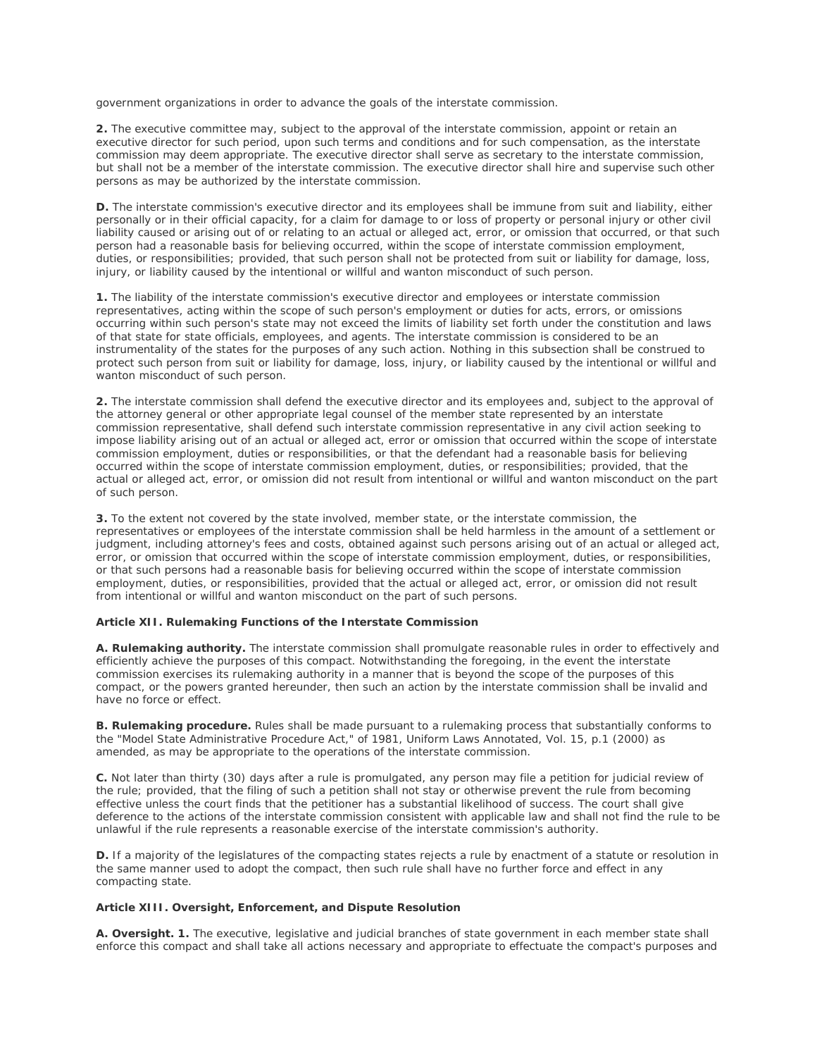government organizations in order to advance the goals of the interstate commission.

**2.** The executive committee may, subject to the approval of the interstate commission, appoint or retain an executive director for such period, upon such terms and conditions and for such compensation, as the interstate commission may deem appropriate. The executive director shall serve as secretary to the interstate commission, but shall not be a member of the interstate commission. The executive director shall hire and supervise such other persons as may be authorized by the interstate commission.

**D.** The interstate commission's executive director and its employees shall be immune from suit and liability, either personally or in their official capacity, for a claim for damage to or loss of property or personal injury or other civil liability caused or arising out of or relating to an actual or alleged act, error, or omission that occurred, or that such person had a reasonable basis for believing occurred, within the scope of interstate commission employment, duties, or responsibilities; provided, that such person shall not be protected from suit or liability for damage, loss, injury, or liability caused by the intentional or willful and wanton misconduct of such person.

**1.** The liability of the interstate commission's executive director and employees or interstate commission representatives, acting within the scope of such person's employment or duties for acts, errors, or omissions occurring within such person's state may not exceed the limits of liability set forth under the constitution and laws of that state for state officials, employees, and agents. The interstate commission is considered to be an instrumentality of the states for the purposes of any such action. Nothing in this subsection shall be construed to protect such person from suit or liability for damage, loss, injury, or liability caused by the intentional or willful and wanton misconduct of such person.

**2.** The interstate commission shall defend the executive director and its employees and, subject to the approval of the attorney general or other appropriate legal counsel of the member state represented by an interstate commission representative, shall defend such interstate commission representative in any civil action seeking to impose liability arising out of an actual or alleged act, error or omission that occurred within the scope of interstate commission employment, duties or responsibilities, or that the defendant had a reasonable basis for believing occurred within the scope of interstate commission employment, duties, or responsibilities; provided, that the actual or alleged act, error, or omission did not result from intentional or willful and wanton misconduct on the part of such person.

**3.** To the extent not covered by the state involved, member state, or the interstate commission, the representatives or employees of the interstate commission shall be held harmless in the amount of a settlement or judgment, including attorney's fees and costs, obtained against such persons arising out of an actual or alleged act, error, or omission that occurred within the scope of interstate commission employment, duties, or responsibilities, or that such persons had a reasonable basis for believing occurred within the scope of interstate commission employment, duties, or responsibilities, provided that the actual or alleged act, error, or omission did not result from intentional or willful and wanton misconduct on the part of such persons.

**Article XII. Rulemaking Functions of the Interstate Commission**

**A. Rulemaking authority.** The interstate commission shall promulgate reasonable rules in order to effectively and efficiently achieve the purposes of this compact. Notwithstanding the foregoing, in the event the interstate commission exercises its rulemaking authority in a manner that is beyond the scope of the purposes of this compact, or the powers granted hereunder, then such an action by the interstate commission shall be invalid and have no force or effect.

**B. Rulemaking procedure.** Rules shall be made pursuant to a rulemaking process that substantially conforms to the "Model State Administrative Procedure Act," of 1981, Uniform Laws Annotated, Vol. 15, p.1 (2000) as amended, as may be appropriate to the operations of the interstate commission.

**C.** Not later than thirty (30) days after a rule is promulgated, any person may file a petition for judicial review of the rule; provided, that the filing of such a petition shall not stay or otherwise prevent the rule from becoming effective unless the court finds that the petitioner has a substantial likelihood of success. The court shall give deference to the actions of the interstate commission consistent with applicable law and shall not find the rule to be unlawful if the rule represents a reasonable exercise of the interstate commission's authority.

**D.** If a majority of the legislatures of the compacting states rejects a rule by enactment of a statute or resolution in the same manner used to adopt the compact, then such rule shall have no further force and effect in any compacting state.

**Article XIII. Oversight, Enforcement, and Dispute Resolution**

**A. Oversight. 1.** The executive, legislative and judicial branches of state government in each member state shall enforce this compact and shall take all actions necessary and appropriate to effectuate the compact's purposes and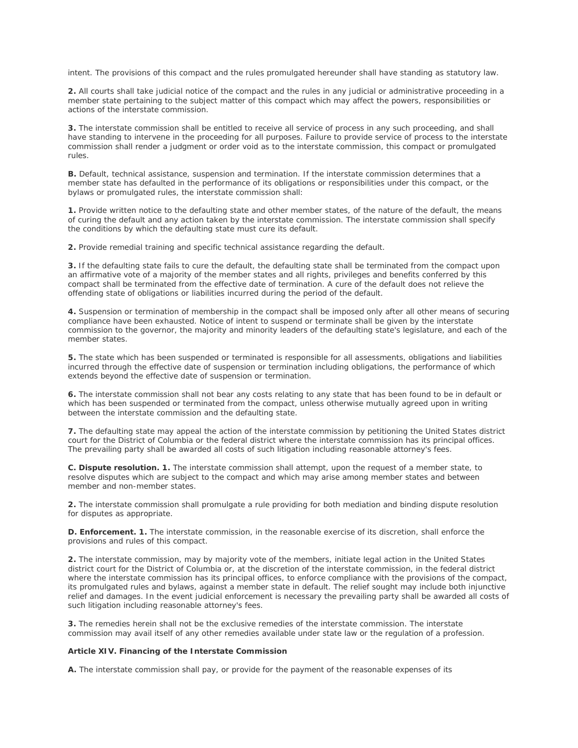intent. The provisions of this compact and the rules promulgated hereunder shall have standing as statutory law.

**2.** All courts shall take judicial notice of the compact and the rules in any judicial or administrative proceeding in a member state pertaining to the subject matter of this compact which may affect the powers, responsibilities or actions of the interstate commission.

**3.** The interstate commission shall be entitled to receive all service of process in any such proceeding, and shall have standing to intervene in the proceeding for all purposes. Failure to provide service of process to the interstate commission shall render a judgment or order void as to the interstate commission, this compact or promulgated rules.

**B.** Default, technical assistance, suspension and termination. If the interstate commission determines that a member state has defaulted in the performance of its obligations or responsibilities under this compact, or the bylaws or promulgated rules, the interstate commission shall:

**1.** Provide written notice to the defaulting state and other member states, of the nature of the default, the means of curing the default and any action taken by the interstate commission. The interstate commission shall specify the conditions by which the defaulting state must cure its default.

**2.** Provide remedial training and specific technical assistance regarding the default.

**3.** If the defaulting state fails to cure the default, the defaulting state shall be terminated from the compact upon an affirmative vote of a majority of the member states and all rights, privileges and benefits conferred by this compact shall be terminated from the effective date of termination. A cure of the default does not relieve the offending state of obligations or liabilities incurred during the period of the default.

**4.** Suspension or termination of membership in the compact shall be imposed only after all other means of securing compliance have been exhausted. Notice of intent to suspend or terminate shall be given by the interstate commission to the governor, the majority and minority leaders of the defaulting state's legislature, and each of the member states.

**5.** The state which has been suspended or terminated is responsible for all assessments, obligations and liabilities incurred through the effective date of suspension or termination including obligations, the performance of which extends beyond the effective date of suspension or termination.

**6.** The interstate commission shall not bear any costs relating to any state that has been found to be in default or which has been suspended or terminated from the compact, unless otherwise mutually agreed upon in writing between the interstate commission and the defaulting state.

**7.** The defaulting state may appeal the action of the interstate commission by petitioning the United States district court for the District of Columbia or the federal district where the interstate commission has its principal offices. The prevailing party shall be awarded all costs of such litigation including reasonable attorney's fees.

**C. Dispute resolution. 1.** The interstate commission shall attempt, upon the request of a member state, to resolve disputes which are subject to the compact and which may arise among member states and between member and non-member states.

**2.** The interstate commission shall promulgate a rule providing for both mediation and binding dispute resolution for disputes as appropriate.

**D. Enforcement. 1.** The interstate commission, in the reasonable exercise of its discretion, shall enforce the provisions and rules of this compact.

**2.** The interstate commission, may by majority vote of the members, initiate legal action in the United States district court for the District of Columbia or, at the discretion of the interstate commission, in the federal district where the interstate commission has its principal offices, to enforce compliance with the provisions of the compact, its promulgated rules and bylaws, against a member state in default. The relief sought may include both injunctive relief and damages. In the event judicial enforcement is necessary the prevailing party shall be awarded all costs of such litigation including reasonable attorney's fees.

**3.** The remedies herein shall not be the exclusive remedies of the interstate commission. The interstate commission may avail itself of any other remedies available under state law or the regulation of a profession.

**Article XIV. Financing of the Interstate Commission**

**A.** The interstate commission shall pay, or provide for the payment of the reasonable expenses of its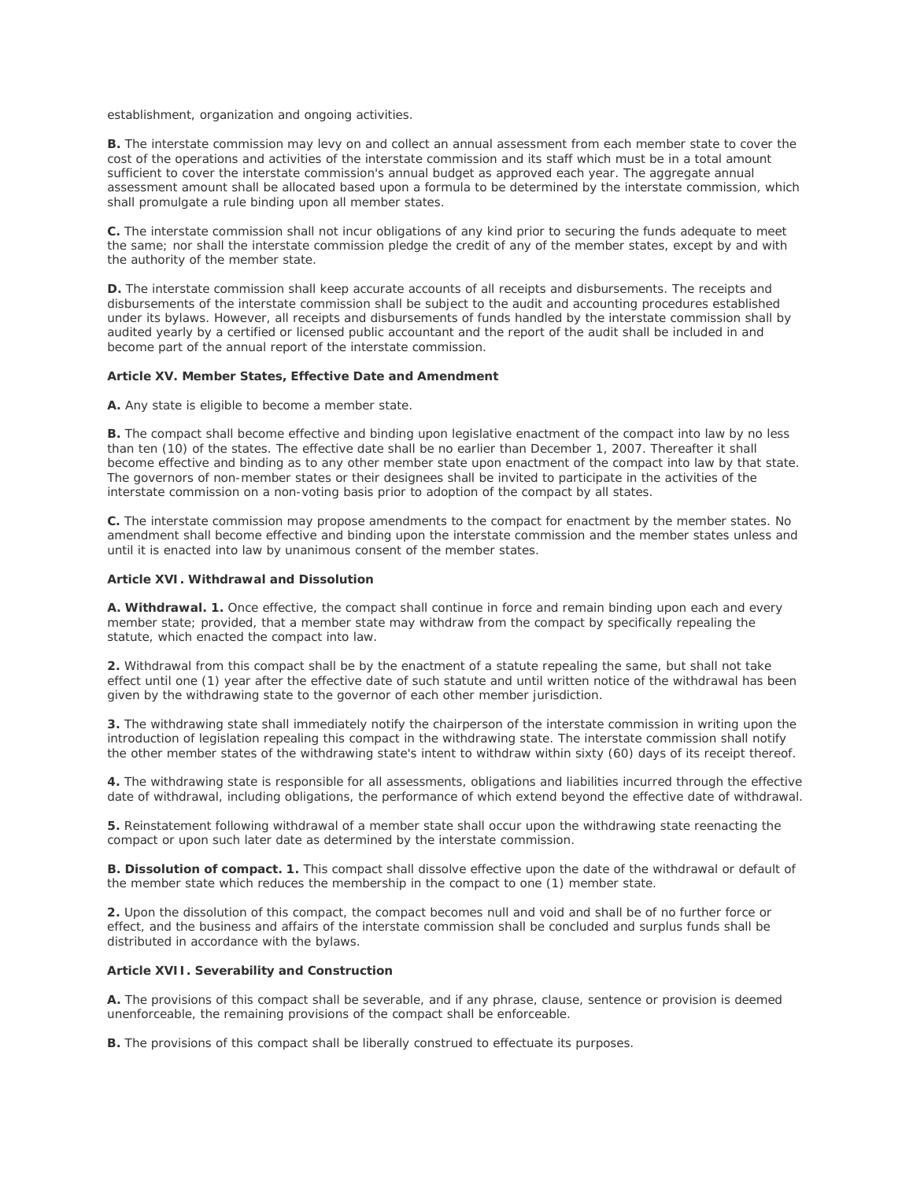establishment, organization and ongoing activities.

**B.** The interstate commission may levy on and collect an annual assessment from each member state to cover the cost of the operations and activities of the interstate commission and its staff which must be in a total amount sufficient to cover the interstate commission's annual budget as approved each year. The aggregate annual assessment amount shall be allocated based upon a formula to be determined by the interstate commission, which shall promulgate a rule binding upon all member states.

**C.** The interstate commission shall not incur obligations of any kind prior to securing the funds adequate to meet the same; nor shall the interstate commission pledge the credit of any of the member states, except by and with the authority of the member state.

**D.** The interstate commission shall keep accurate accounts of all receipts and disbursements. The receipts and disbursements of the interstate commission shall be subject to the audit and accounting procedures established under its bylaws. However, all receipts and disbursements of funds handled by the interstate commission shall by audited yearly by a certified or licensed public accountant and the report of the audit shall be included in and become part of the annual report of the interstate commission.

**Article XV. Member States, Effective Date and Amendment**

**A.** Any state is eligible to become a member state.

**B.** The compact shall become effective and binding upon legislative enactment of the compact into law by no less than ten (10) of the states. The effective date shall be no earlier than December 1, 2007. Thereafter it shall become effective and binding as to any other member state upon enactment of the compact into law by that state. The governors of non-member states or their designees shall be invited to participate in the activities of the interstate commission on a non-voting basis prior to adoption of the compact by all states.

**C.** The interstate commission may propose amendments to the compact for enactment by the member states. No amendment shall become effective and binding upon the interstate commission and the member states unless and until it is enacted into law by unanimous consent of the member states.

**Article XVI. Withdrawal and Dissolution**

**A. Withdrawal. 1.** Once effective, the compact shall continue in force and remain binding upon each and every member state; provided, that a member state may withdraw from the compact by specifically repealing the statute, which enacted the compact into law.

**2.** Withdrawal from this compact shall be by the enactment of a statute repealing the same, but shall not take effect until one (1) year after the effective date of such statute and until written notice of the withdrawal has been given by the withdrawing state to the governor of each other member jurisdiction.

**3.** The withdrawing state shall immediately notify the chairperson of the interstate commission in writing upon the introduction of legislation repealing this compact in the withdrawing state. The interstate commission shall notify the other member states of the withdrawing state's intent to withdraw within sixty (60) days of its receipt thereof.

**4.** The withdrawing state is responsible for all assessments, obligations and liabilities incurred through the effective date of withdrawal, including obligations, the performance of which extend beyond the effective date of withdrawal.

**5.** Reinstatement following withdrawal of a member state shall occur upon the withdrawing state reenacting the compact or upon such later date as determined by the interstate commission.

**B. Dissolution of compact. 1.** This compact shall dissolve effective upon the date of the withdrawal or default of the member state which reduces the membership in the compact to one (1) member state.

**2.** Upon the dissolution of this compact, the compact becomes null and void and shall be of no further force or effect, and the business and affairs of the interstate commission shall be concluded and surplus funds shall be distributed in accordance with the bylaws.

**Article XVII. Severability and Construction**

**A.** The provisions of this compact shall be severable, and if any phrase, clause, sentence or provision is deemed unenforceable, the remaining provisions of the compact shall be enforceable.

**B.** The provisions of this compact shall be liberally construed to effectuate its purposes.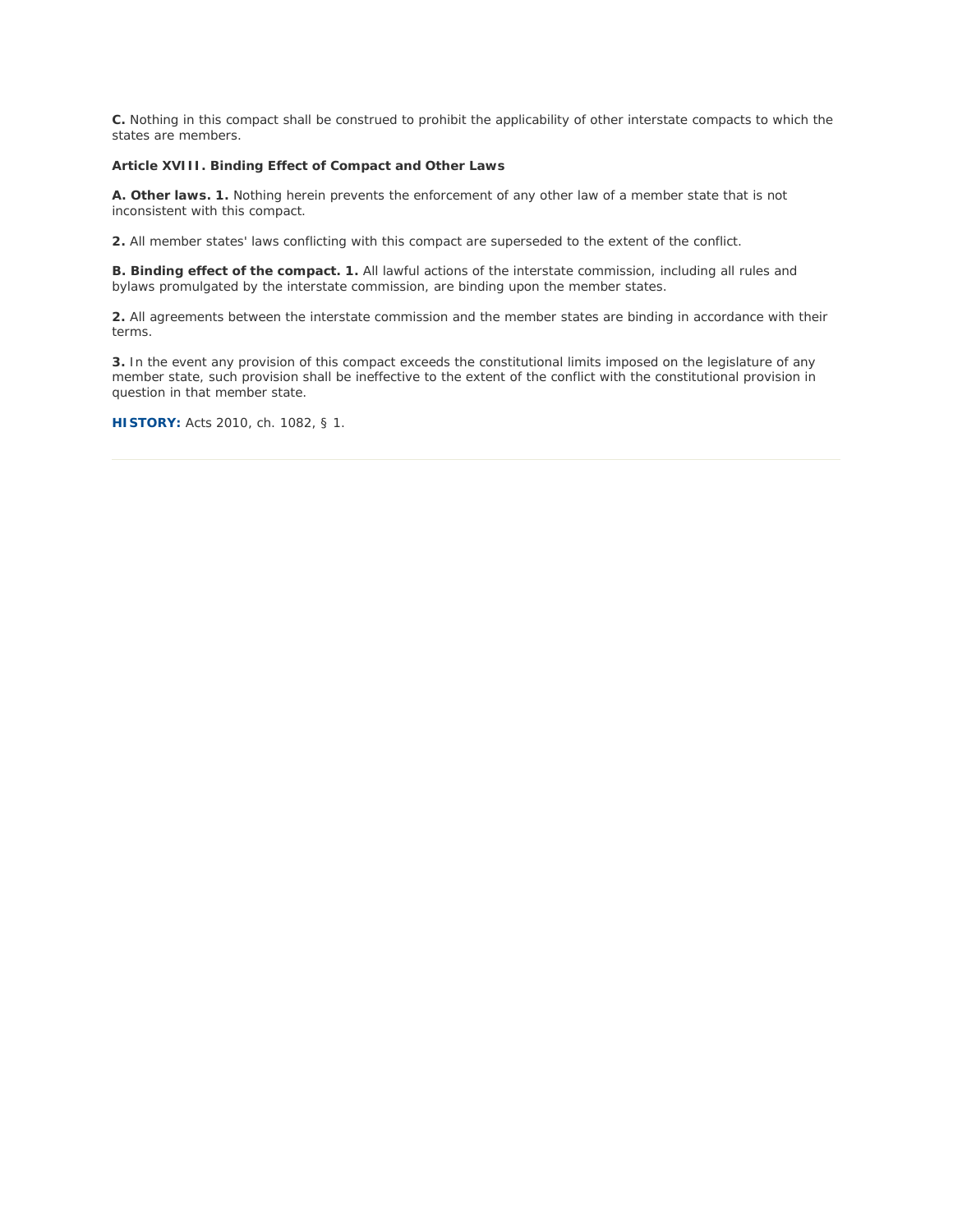**C.** Nothing in this compact shall be construed to prohibit the applicability of other interstate compacts to which the states are members.

**Article XVIII. Binding Effect of Compact and Other Laws**

**A. Other laws. 1.** Nothing herein prevents the enforcement of any other law of a member state that is not inconsistent with this compact.

**2.** All member states' laws conflicting with this compact are superseded to the extent of the conflict.

**B. Binding effect of the compact. 1.** All lawful actions of the interstate commission, including all rules and bylaws promulgated by the interstate commission, are binding upon the member states.

**2.** All agreements between the interstate commission and the member states are binding in accordance with their terms.

**3.** In the event any provision of this compact exceeds the constitutional limits imposed on the legislature of any member state, such provision shall be ineffective to the extent of the conflict with the constitutional provision in question in that member state.

**HISTORY:** Acts 2010, ch. 1082, § 1.